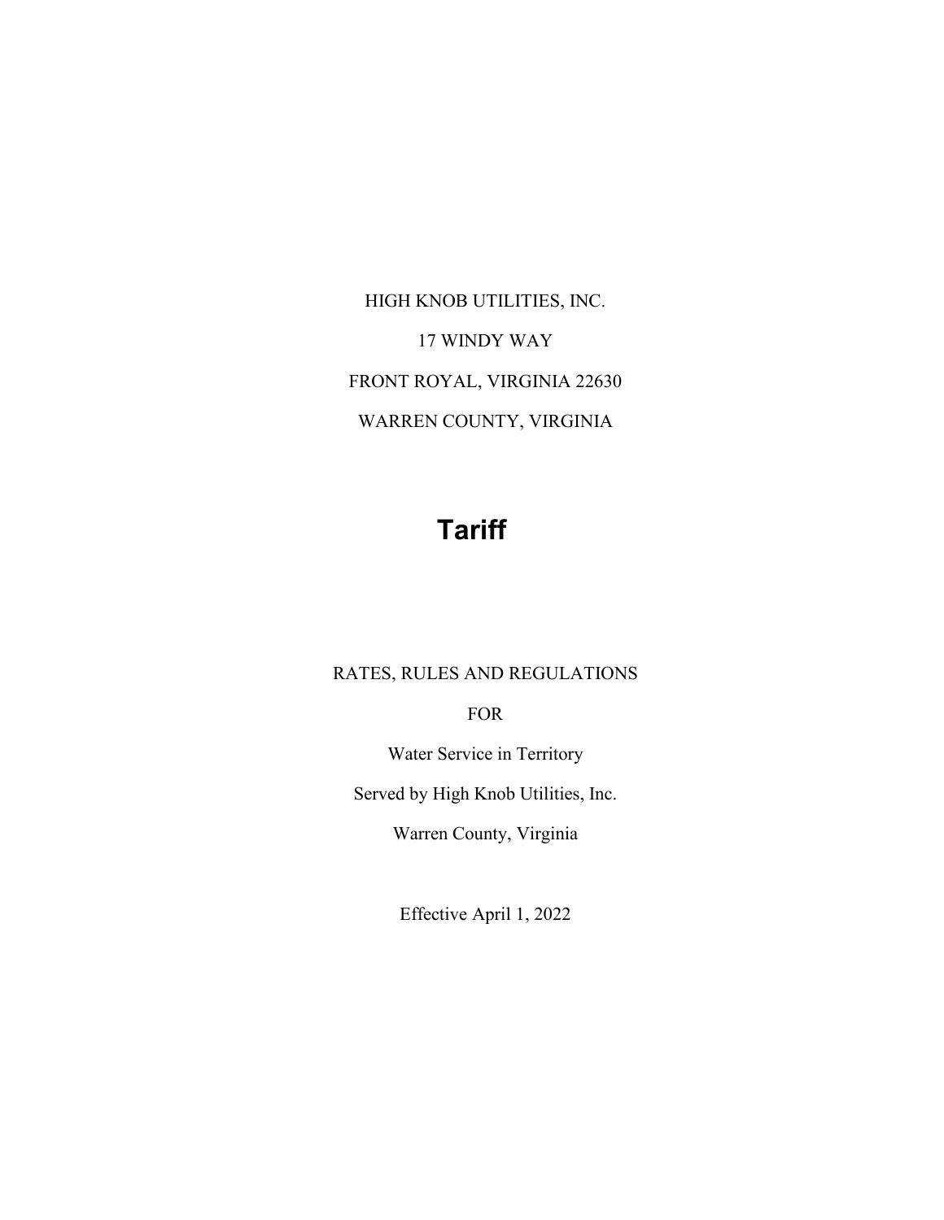HIGH KNOB UTILITIES, INC.

17 WINDY WAY

FRONT ROYAL, VIRGINIA 22630

WARREN COUNTY, VIRGINIA

# Tariff

RATES, RULES AND REGULATIONS

FOR

Water Service in Territory

Served by High Knob Utilities, Inc.

Warren County, Virginia

Effective April 1, 2022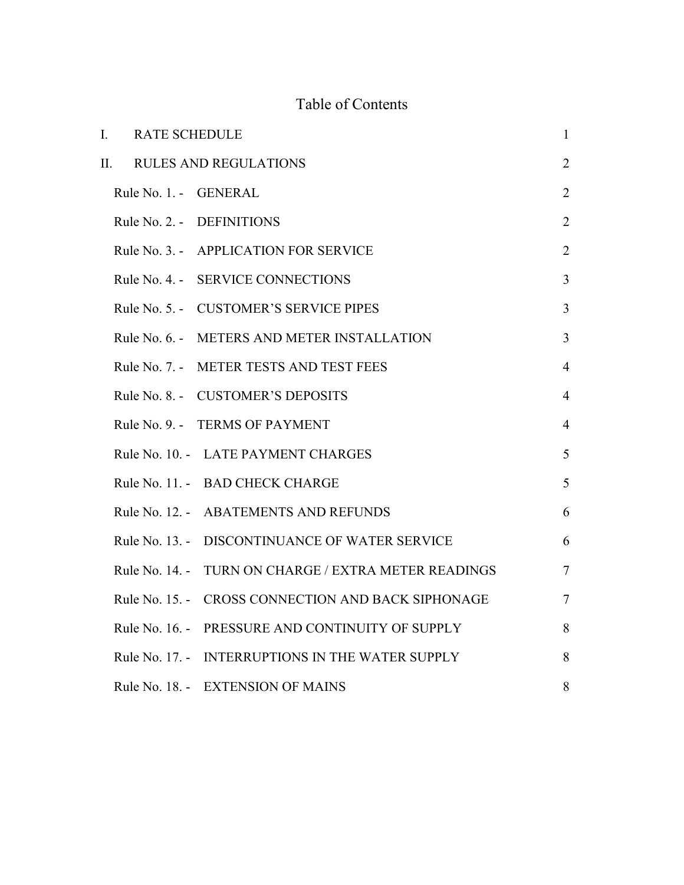# Table of Contents

| | | |
|---|---|---|
| I. | RATE SCHEDULE | 1 |
| II. | RULES AND REGULATIONS | 2 |
| | Rule No. 1. - GENERAL | 2 |
| | Rule No. 2. - DEFINITIONS | 2 |
| | Rule No. 3. - APPLICATION FOR SERVICE | 2 |
| | Rule No. 4. - SERVICE CONNECTIONS | 3 |
| | Rule No. 5. - CUSTOMER'S SERVICE PIPES | 3 |
| | Rule No. 6. - METERS AND METER INSTALLATION | 3 |
| | Rule No. 7. - METER TESTS AND TEST FEES | 4 |
| | Rule No. 8. - CUSTOMER'S DEPOSITS | 4 |
| | Rule No. 9. - TERMS OF PAYMENT | 4 |
| | Rule No. 10. - LATE PAYMENT CHARGES | 5 |
| | Rule No. 11. - BAD CHECK CHARGE | 5 |
| | Rule No. 12. - ABATEMENTS AND REFUNDS | 6 |
| | Rule No. 13. - DISCONTINUANCE OF WATER SERVICE | 6 |
| | Rule No. 14. - TURN ON CHARGE / EXTRA METER READINGS | 7 |
| | Rule No. 15. - CROSS CONNECTION AND BACK SIPHONAGE | 7 |
| | Rule No. 16. - PRESSURE AND CONTINUITY OF SUPPLY | 8 |
| | Rule No. 17. - INTERRUPTIONS IN THE WATER SUPPLY | 8 |
| | Rule No. 18. - EXTENSION OF MAINS | 8 |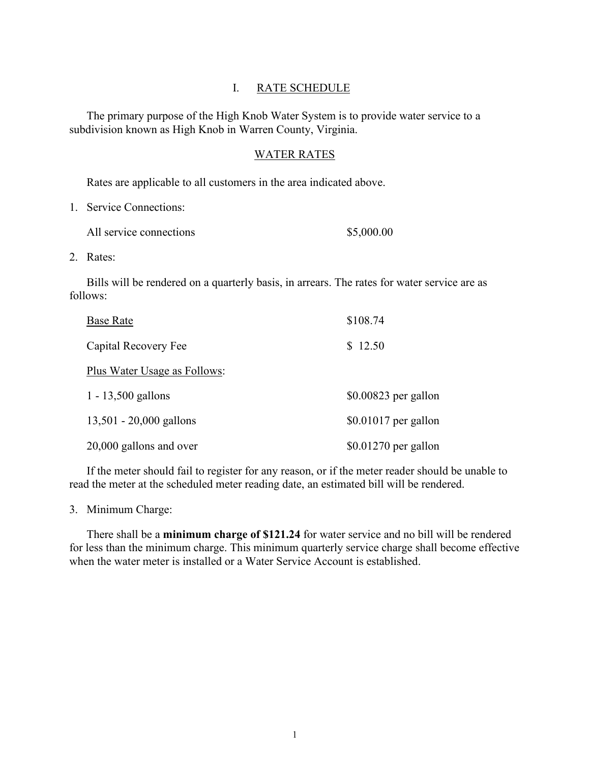# I. RATE SCHEDULE

The primary purpose of the High Knob Water System is to provide water service to a subdivision known as High Knob in Warren County, Virginia.

## WATER RATES

Rates are applicable to all customers in the area indicated above.

1. Service Connections:

| | |
|---|---|
| All service connections | $5,000.00 |

2. Rates:

Bills will be rendered on a quarterly basis, in arrears. The rates for water service are as follows:

| | |
|---|---|
| Base Rate | $108.74 |
| Capital Recovery Fee | $ 12.50 |
| Plus Water Usage as Follows: | |
| 1 - 13,500 gallons | $0.00823 per gallon |
| 13,501 - 20,000 gallons | $0.01017 per gallon |
| 20,000 gallons and over | $0.01270 per gallon |

If the meter should fail to register for any reason, or if the meter reader should be unable to read the meter at the scheduled meter reading date, an estimated bill will be rendered.

3. Minimum Charge:

There shall be a **minimum charge of $121.24** for water service and no bill will be rendered for less than the minimum charge. This minimum quarterly service charge shall become effective when the water meter is installed or a Water Service Account is established.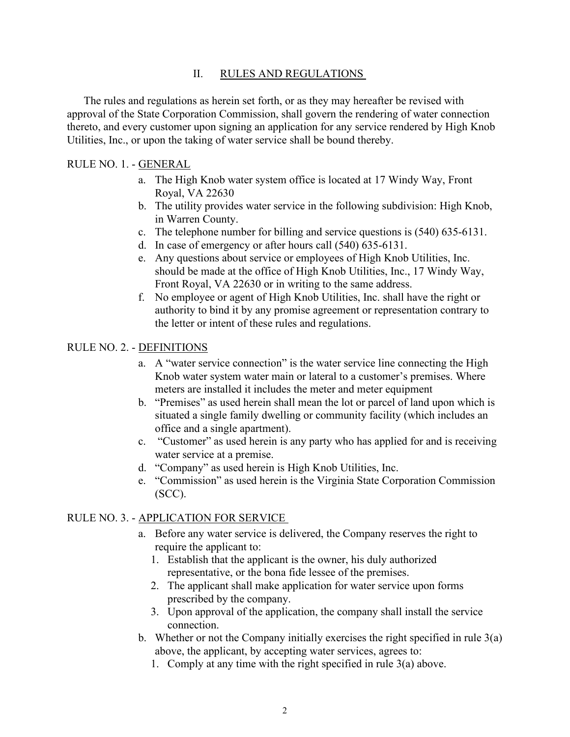## II. RULES AND REGULATIONS

The rules and regulations as herein set forth, or as they may hereafter be revised with approval of the State Corporation Commission, shall govern the rendering of water connection thereto, and every customer upon signing an application for any service rendered by High Knob Utilities, Inc., or upon the taking of water service shall be bound thereby.

### RULE NO. 1. - GENERAL

a. The High Knob water system office is located at 17 Windy Way, Front Royal, VA 22630
b. The utility provides water service in the following subdivision: High Knob, in Warren County.
c. The telephone number for billing and service questions is (540) 635-6131.
d. In case of emergency or after hours call (540) 635-6131.
e. Any questions about service or employees of High Knob Utilities, Inc. should be made at the office of High Knob Utilities, Inc., 17 Windy Way, Front Royal, VA 22630 or in writing to the same address.
f. No employee or agent of High Knob Utilities, Inc. shall have the right or authority to bind it by any promise agreement or representation contrary to the letter or intent of these rules and regulations.

### RULE NO. 2. - DEFINITIONS

a. A "water service connection" is the water service line connecting the High Knob water system water main or lateral to a customer's premises. Where meters are installed it includes the meter and meter equipment
b. "Premises" as used herein shall mean the lot or parcel of land upon which is situated a single family dwelling or community facility (which includes an office and a single apartment).
c. "Customer" as used herein is any party who has applied for and is receiving water service at a premise.
d. "Company" as used herein is High Knob Utilities, Inc.
e. "Commission" as used herein is the Virginia State Corporation Commission (SCC).

### RULE NO. 3. - APPLICATION FOR SERVICE

a. Before any water service is delivered, the Company reserves the right to require the applicant to:
   1. Establish that the applicant is the owner, his duly authorized representative, or the bona fide lessee of the premises.
   2. The applicant shall make application for water service upon forms prescribed by the company.
   3. Upon approval of the application, the company shall install the service connection.
b. Whether or not the Company initially exercises the right specified in rule 3(a) above, the applicant, by accepting water services, agrees to:
   1. Comply at any time with the right specified in rule 3(a) above.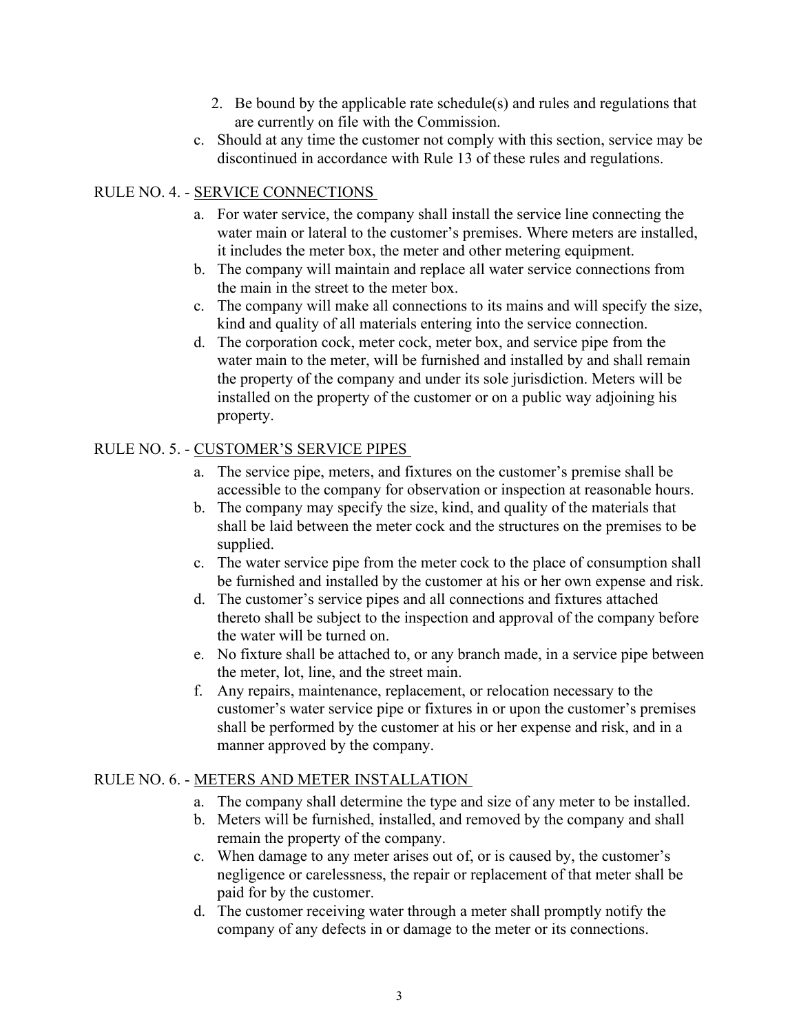2. Be bound by the applicable rate schedule(s) and rules and regulations that are currently on file with the Commission.

c. Should at any time the customer not comply with this section, service may be discontinued in accordance with Rule 13 of these rules and regulations.

## RULE NO. 4. - SERVICE CONNECTIONS

a. For water service, the company shall install the service line connecting the water main or lateral to the customer's premises. Where meters are installed, it includes the meter box, the meter and other metering equipment.

b. The company will maintain and replace all water service connections from the main in the street to the meter box.

c. The company will make all connections to its mains and will specify the size, kind and quality of all materials entering into the service connection.

d. The corporation cock, meter cock, meter box, and service pipe from the water main to the meter, will be furnished and installed by and shall remain the property of the company and under its sole jurisdiction. Meters will be installed on the property of the customer or on a public way adjoining his property.

## RULE NO. 5. - CUSTOMER'S SERVICE PIPES

a. The service pipe, meters, and fixtures on the customer's premise shall be accessible to the company for observation or inspection at reasonable hours.

b. The company may specify the size, kind, and quality of the materials that shall be laid between the meter cock and the structures on the premises to be supplied.

c. The water service pipe from the meter cock to the place of consumption shall be furnished and installed by the customer at his or her own expense and risk.

d. The customer's service pipes and all connections and fixtures attached thereto shall be subject to the inspection and approval of the company before the water will be turned on.

e. No fixture shall be attached to, or any branch made, in a service pipe between the meter, lot, line, and the street main.

f. Any repairs, maintenance, replacement, or relocation necessary to the customer's water service pipe or fixtures in or upon the customer's premises shall be performed by the customer at his or her expense and risk, and in a manner approved by the company.

## RULE NO. 6. - METERS AND METER INSTALLATION

a. The company shall determine the type and size of any meter to be installed.

b. Meters will be furnished, installed, and removed by the company and shall remain the property of the company.

c. When damage to any meter arises out of, or is caused by, the customer's negligence or carelessness, the repair or replacement of that meter shall be paid for by the customer.

d. The customer receiving water through a meter shall promptly notify the company of any defects in or damage to the meter or its connections.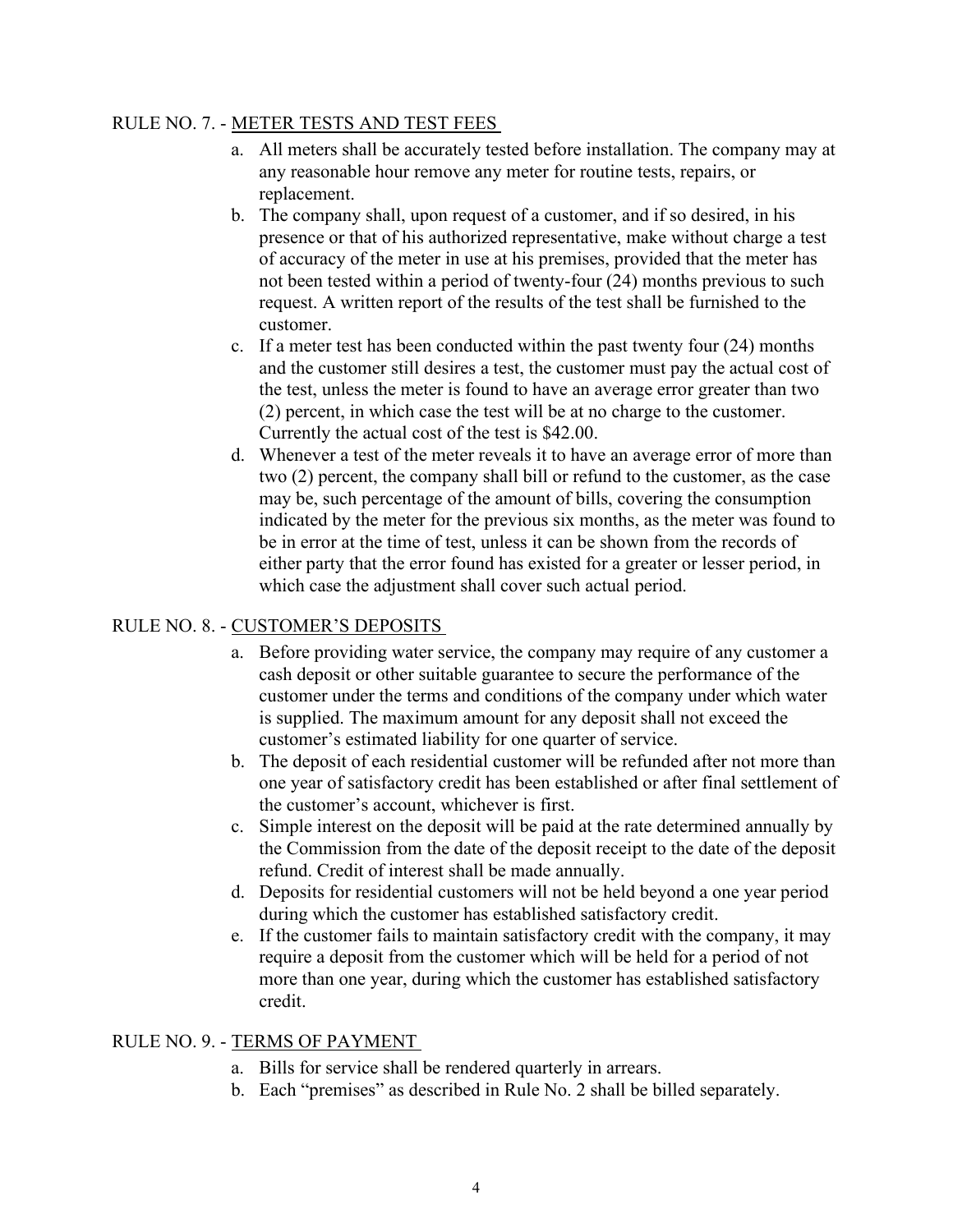## RULE NO. 7. - METER TESTS AND TEST FEES

a. All meters shall be accurately tested before installation. The company may at any reasonable hour remove any meter for routine tests, repairs, or replacement.

b. The company shall, upon request of a customer, and if so desired, in his presence or that of his authorized representative, make without charge a test of accuracy of the meter in use at his premises, provided that the meter has not been tested within a period of twenty-four (24) months previous to such request. A written report of the results of the test shall be furnished to the customer.

c. If a meter test has been conducted within the past twenty four (24) months and the customer still desires a test, the customer must pay the actual cost of the test, unless the meter is found to have an average error greater than two (2) percent, in which case the test will be at no charge to the customer. Currently the actual cost of the test is $42.00.

d. Whenever a test of the meter reveals it to have an average error of more than two (2) percent, the company shall bill or refund to the customer, as the case may be, such percentage of the amount of bills, covering the consumption indicated by the meter for the previous six months, as the meter was found to be in error at the time of test, unless it can be shown from the records of either party that the error found has existed for a greater or lesser period, in which case the adjustment shall cover such actual period.

## RULE NO. 8. - CUSTOMER'S DEPOSITS

a. Before providing water service, the company may require of any customer a cash deposit or other suitable guarantee to secure the performance of the customer under the terms and conditions of the company under which water is supplied. The maximum amount for any deposit shall not exceed the customer's estimated liability for one quarter of service.

b. The deposit of each residential customer will be refunded after not more than one year of satisfactory credit has been established or after final settlement of the customer's account, whichever is first.

c. Simple interest on the deposit will be paid at the rate determined annually by the Commission from the date of the deposit receipt to the date of the deposit refund. Credit of interest shall be made annually.

d. Deposits for residential customers will not be held beyond a one year period during which the customer has established satisfactory credit.

e. If the customer fails to maintain satisfactory credit with the company, it may require a deposit from the customer which will be held for a period of not more than one year, during which the customer has established satisfactory credit.

## RULE NO. 9. - TERMS OF PAYMENT

a. Bills for service shall be rendered quarterly in arrears.

b. Each "premises" as described in Rule No. 2 shall be billed separately.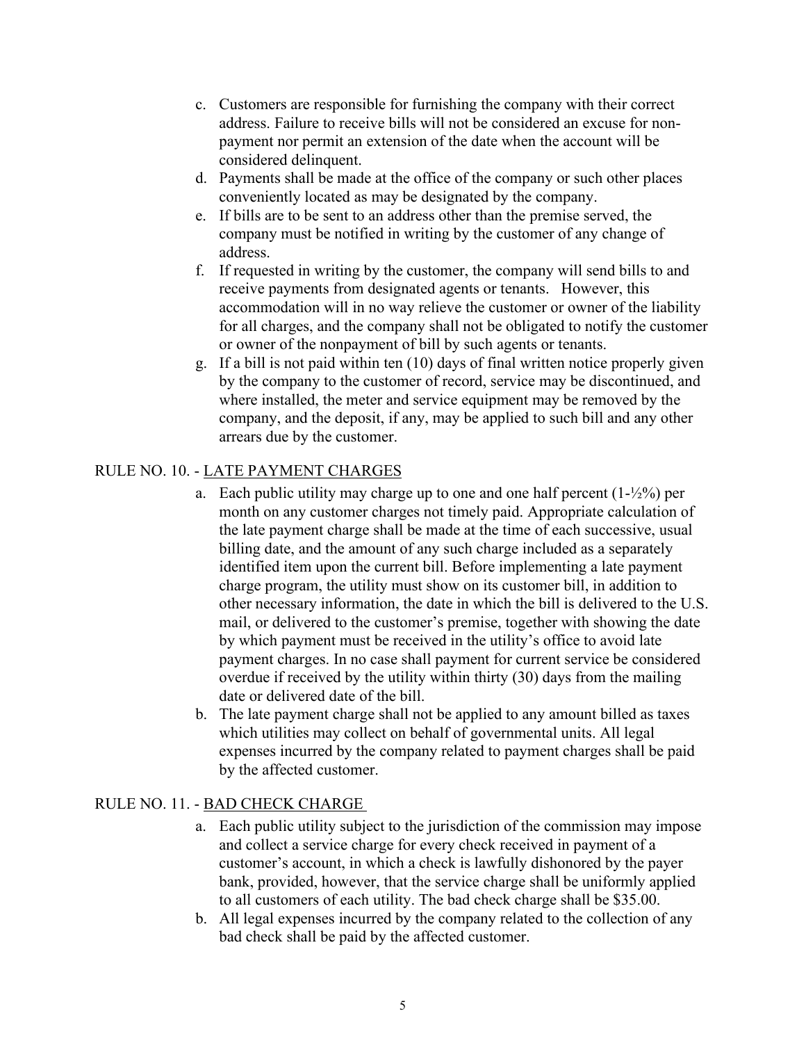c. Customers are responsible for furnishing the company with their correct address. Failure to receive bills will not be considered an excuse for non-payment nor permit an extension of the date when the account will be considered delinquent.
d. Payments shall be made at the office of the company or such other places conveniently located as may be designated by the company.
e. If bills are to be sent to an address other than the premise served, the company must be notified in writing by the customer of any change of address.
f. If requested in writing by the customer, the company will send bills to and receive payments from designated agents or tenants. However, this accommodation will in no way relieve the customer or owner of the liability for all charges, and the company shall not be obligated to notify the customer or owner of the nonpayment of bill by such agents or tenants.
g. If a bill is not paid within ten (10) days of final written notice properly given by the company to the customer of record, service may be discontinued, and where installed, the meter and service equipment may be removed by the company, and the deposit, if any, may be applied to such bill and any other arrears due by the customer.

RULE NO. 10. - LATE PAYMENT CHARGES

a. Each public utility may charge up to one and one half percent (1-½%) per month on any customer charges not timely paid. Appropriate calculation of the late payment charge shall be made at the time of each successive, usual billing date, and the amount of any such charge included as a separately identified item upon the current bill. Before implementing a late payment charge program, the utility must show on its customer bill, in addition to other necessary information, the date in which the bill is delivered to the U.S. mail, or delivered to the customer's premise, together with showing the date by which payment must be received in the utility's office to avoid late payment charges. In no case shall payment for current service be considered overdue if received by the utility within thirty (30) days from the mailing date or delivered date of the bill.
b. The late payment charge shall not be applied to any amount billed as taxes which utilities may collect on behalf of governmental units. All legal expenses incurred by the company related to payment charges shall be paid by the affected customer.

RULE NO. 11. - BAD CHECK CHARGE

a. Each public utility subject to the jurisdiction of the commission may impose and collect a service charge for every check received in payment of a customer's account, in which a check is lawfully dishonored by the payer bank, provided, however, that the service charge shall be uniformly applied to all customers of each utility. The bad check charge shall be $35.00.
b. All legal expenses incurred by the company related to the collection of any bad check shall be paid by the affected customer.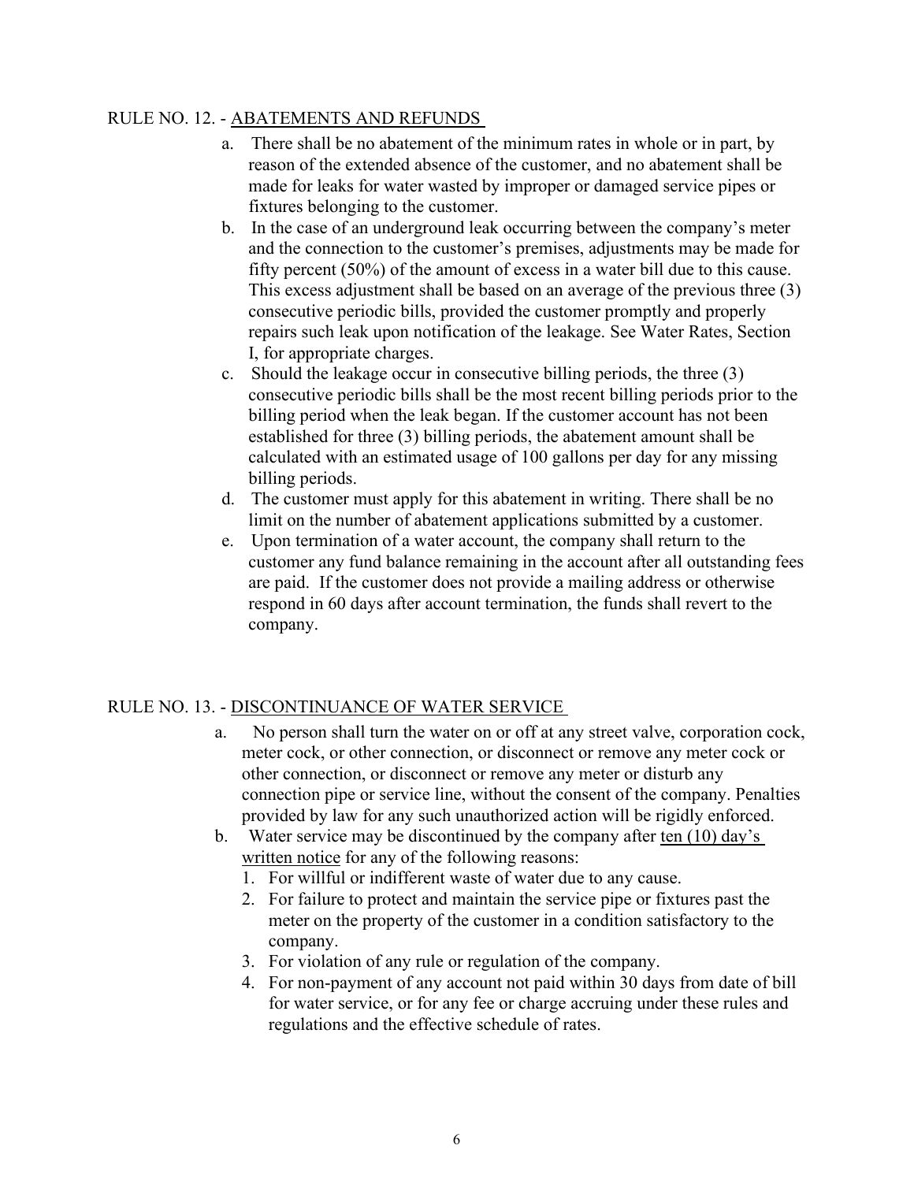RULE NO. 12. - <u>ABATEMENTS AND REFUNDS</u>

a. There shall be no abatement of the minimum rates in whole or in part, by reason of the extended absence of the customer, and no abatement shall be made for leaks for water wasted by improper or damaged service pipes or fixtures belonging to the customer.

b. In the case of an underground leak occurring between the company's meter and the connection to the customer's premises, adjustments may be made for fifty percent (50%) of the amount of excess in a water bill due to this cause. This excess adjustment shall be based on an average of the previous three (3) consecutive periodic bills, provided the customer promptly and properly repairs such leak upon notification of the leakage. See Water Rates, Section I, for appropriate charges.

c. Should the leakage occur in consecutive billing periods, the three (3) consecutive periodic bills shall be the most recent billing periods prior to the billing period when the leak began. If the customer account has not been established for three (3) billing periods, the abatement amount shall be calculated with an estimated usage of 100 gallons per day for any missing billing periods.

d. The customer must apply for this abatement in writing. There shall be no limit on the number of abatement applications submitted by a customer.

e. Upon termination of a water account, the company shall return to the customer any fund balance remaining in the account after all outstanding fees are paid. If the customer does not provide a mailing address or otherwise respond in 60 days after account termination, the funds shall revert to the company.

RULE NO. 13. - <u>DISCONTINUANCE OF WATER SERVICE</u>

a. No person shall turn the water on or off at any street valve, corporation cock, meter cock, or other connection, or disconnect or remove any meter cock or other connection, or disconnect or remove any meter or disturb any connection pipe or service line, without the consent of the company. Penalties provided by law for any such unauthorized action will be rigidly enforced.

b. Water service may be discontinued by the company after <u>ten (10) day's written notice</u> for any of the following reasons:

   1. For willful or indifferent waste of water due to any cause.
   2. For failure to protect and maintain the service pipe or fixtures past the meter on the property of the customer in a condition satisfactory to the company.
   3. For violation of any rule or regulation of the company.
   4. For non-payment of any account not paid within 30 days from date of bill for water service, or for any fee or charge accruing under these rules and regulations and the effective schedule of rates.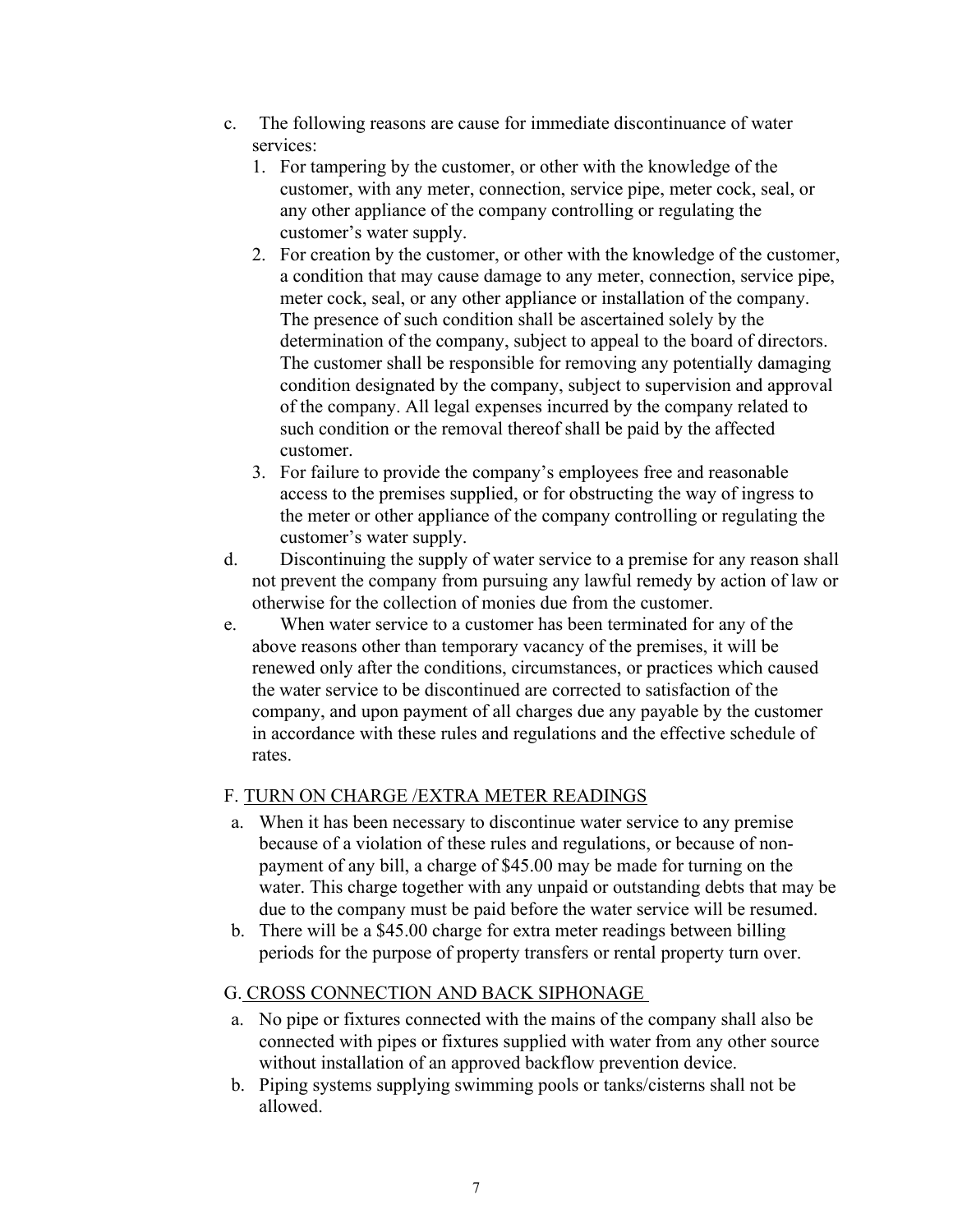c. The following reasons are cause for immediate discontinuance of water services:
   1. For tampering by the customer, or other with the knowledge of the customer, with any meter, connection, service pipe, meter cock, seal, or any other appliance of the company controlling or regulating the customer's water supply.
   2. For creation by the customer, or other with the knowledge of the customer, a condition that may cause damage to any meter, connection, service pipe, meter cock, seal, or any other appliance or installation of the company. The presence of such condition shall be ascertained solely by the determination of the company, subject to appeal to the board of directors. The customer shall be responsible for removing any potentially damaging condition designated by the company, subject to supervision and approval of the company. All legal expenses incurred by the company related to such condition or the removal thereof shall be paid by the affected customer.
   3. For failure to provide the company's employees free and reasonable access to the premises supplied, or for obstructing the way of ingress to the meter or other appliance of the company controlling or regulating the customer's water supply.

d. Discontinuing the supply of water service to a premise for any reason shall not prevent the company from pursuing any lawful remedy by action of law or otherwise for the collection of monies due from the customer.

e. When water service to a customer has been terminated for any of the above reasons other than temporary vacancy of the premises, it will be renewed only after the conditions, circumstances, or practices which caused the water service to be discontinued are corrected to satisfaction of the company, and upon payment of all charges due any payable by the customer in accordance with these rules and regulations and the effective schedule of rates.

F. TURN ON CHARGE /EXTRA METER READINGS

a. When it has been necessary to discontinue water service to any premise because of a violation of these rules and regulations, or because of non-payment of any bill, a charge of $45.00 may be made for turning on the water. This charge together with any unpaid or outstanding debts that may be due to the company must be paid before the water service will be resumed.
b. There will be a $45.00 charge for extra meter readings between billing periods for the purpose of property transfers or rental property turn over.

G. CROSS CONNECTION AND BACK SIPHONAGE

a. No pipe or fixtures connected with the mains of the company shall also be connected with pipes or fixtures supplied with water from any other source without installation of an approved backflow prevention device.
b. Piping systems supplying swimming pools or tanks/cisterns shall not be allowed.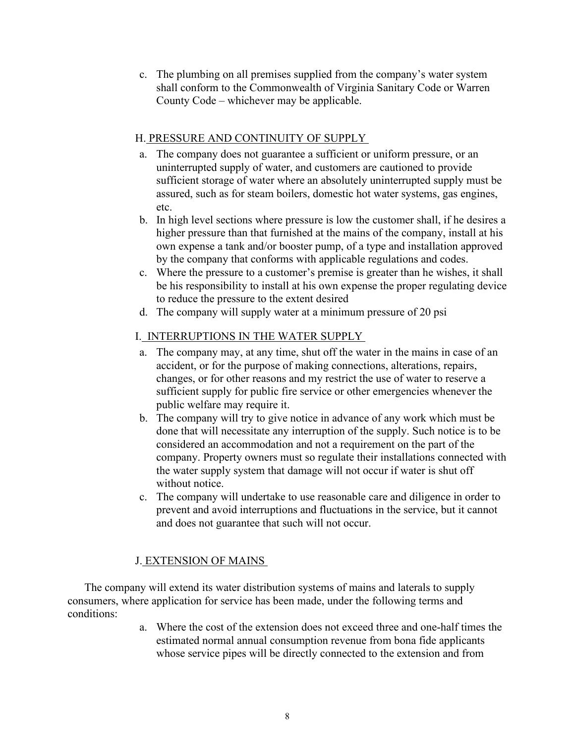c. The plumbing on all premises supplied from the company's water system shall conform to the Commonwealth of Virginia Sanitary Code or Warren County Code – whichever may be applicable.

## H. PRESSURE AND CONTINUITY OF SUPPLY

a. The company does not guarantee a sufficient or uniform pressure, or an uninterrupted supply of water, and customers are cautioned to provide sufficient storage of water where an absolutely uninterrupted supply must be assured, such as for steam boilers, domestic hot water systems, gas engines, etc.
b. In high level sections where pressure is low the customer shall, if he desires a higher pressure than that furnished at the mains of the company, install at his own expense a tank and/or booster pump, of a type and installation approved by the company that conforms with applicable regulations and codes.
c. Where the pressure to a customer's premise is greater than he wishes, it shall be his responsibility to install at his own expense the proper regulating device to reduce the pressure to the extent desired
d. The company will supply water at a minimum pressure of 20 psi

## I. INTERRUPTIONS IN THE WATER SUPPLY

a. The company may, at any time, shut off the water in the mains in case of an accident, or for the purpose of making connections, alterations, repairs, changes, or for other reasons and my restrict the use of water to reserve a sufficient supply for public fire service or other emergencies whenever the public welfare may require it.
b. The company will try to give notice in advance of any work which must be done that will necessitate any interruption of the supply. Such notice is to be considered an accommodation and not a requirement on the part of the company. Property owners must so regulate their installations connected with the water supply system that damage will not occur if water is shut off without notice.
c. The company will undertake to use reasonable care and diligence in order to prevent and avoid interruptions and fluctuations in the service, but it cannot and does not guarantee that such will not occur.

## J. EXTENSION OF MAINS

The company will extend its water distribution systems of mains and laterals to supply consumers, where application for service has been made, under the following terms and conditions:

a. Where the cost of the extension does not exceed three and one-half times the estimated normal annual consumption revenue from bona fide applicants whose service pipes will be directly connected to the extension and from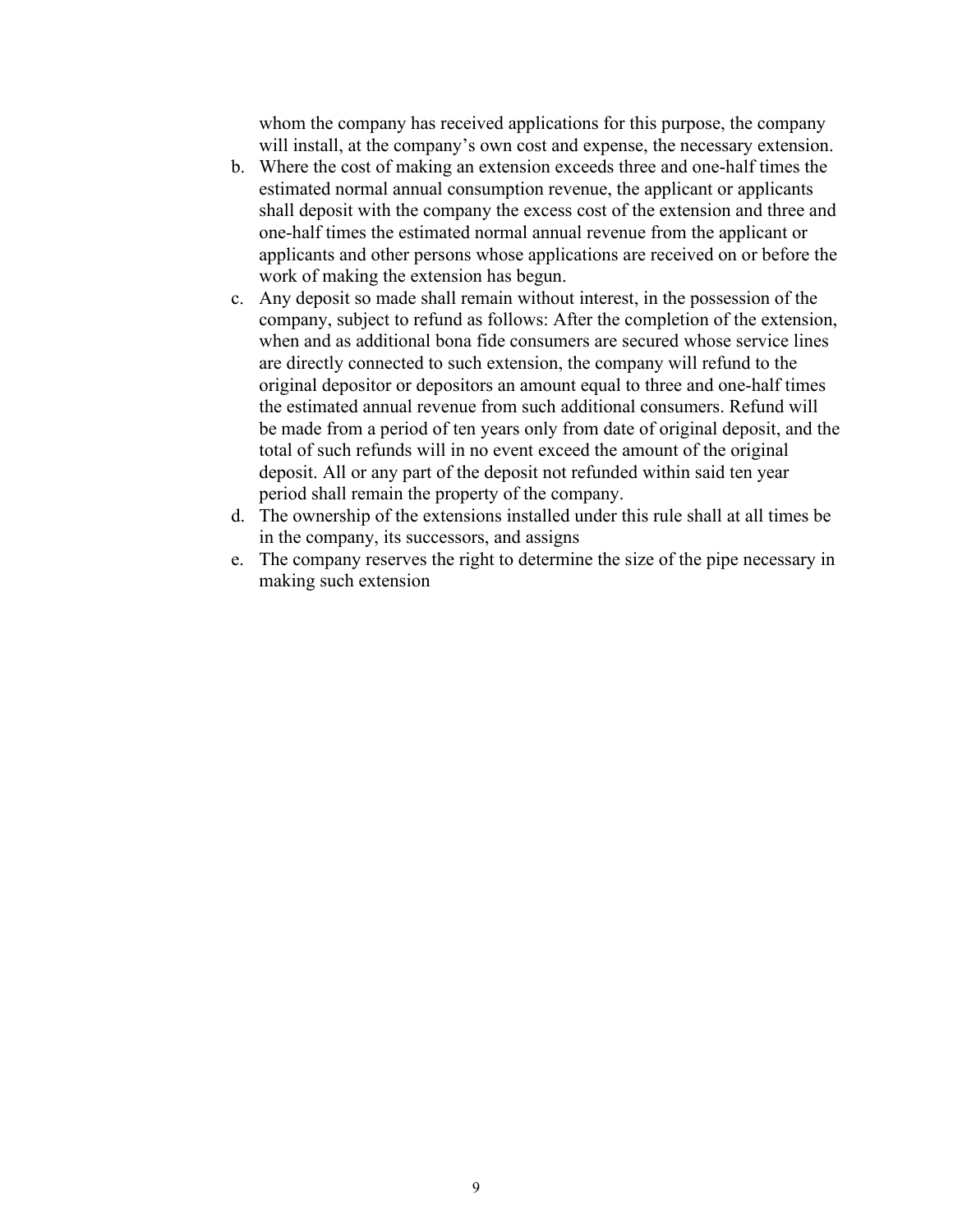whom the company has received applications for this purpose, the company will install, at the company's own cost and expense, the necessary extension.

b. Where the cost of making an extension exceeds three and one-half times the estimated normal annual consumption revenue, the applicant or applicants shall deposit with the company the excess cost of the extension and three and one-half times the estimated normal annual revenue from the applicant or applicants and other persons whose applications are received on or before the work of making the extension has begun.
c. Any deposit so made shall remain without interest, in the possession of the company, subject to refund as follows: After the completion of the extension, when and as additional bona fide consumers are secured whose service lines are directly connected to such extension, the company will refund to the original depositor or depositors an amount equal to three and one-half times the estimated annual revenue from such additional consumers. Refund will be made from a period of ten years only from date of original deposit, and the total of such refunds will in no event exceed the amount of the original deposit. All or any part of the deposit not refunded within said ten year period shall remain the property of the company.
d. The ownership of the extensions installed under this rule shall at all times be in the company, its successors, and assigns
e. The company reserves the right to determine the size of the pipe necessary in making such extension